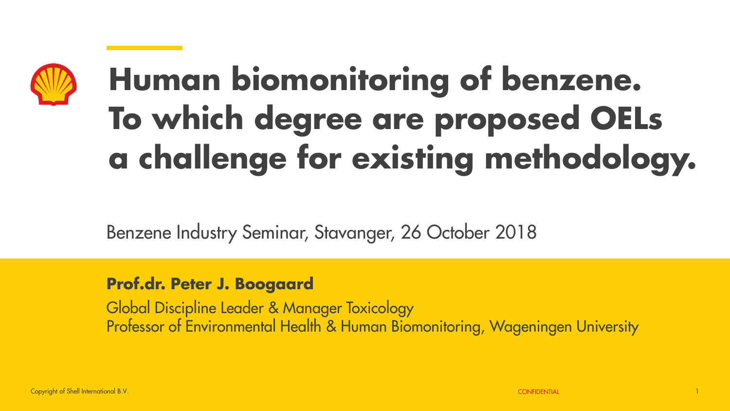# Human biomonitoring of benzene. To which degree are proposed OELs a challenge for existing methodology.

Benzene Industry Seminar, Stavanger, 26 October 2018

**Prof.dr. Peter J. Boogaard**

Global Discipline Leader & Manager Toxicology
Professor of Environmental Health & Human Biomonitoring, Wageningen University

Copyright of Shell International B.V.

CONFIDENTIAL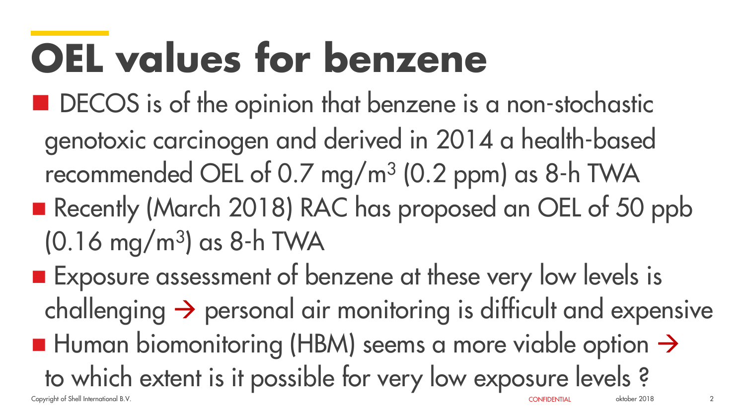# OEL values for benzene

- DECOS is of the opinion that benzene is a non-stochastic genotoxic carcinogen and derived in 2014 a health-based recommended OEL of 0.7 mg/m$^3$ (0.2 ppm) as 8-h TWA
- Recently (March 2018) RAC has proposed an OEL of 50 ppb (0.16 mg/m$^3$) as 8-h TWA
- Exposure assessment of benzene at these very low levels is challenging → personal air monitoring is difficult and expensive
- Human biomonitoring (HBM) seems a more viable option → to which extent is it possible for very low exposure levels ?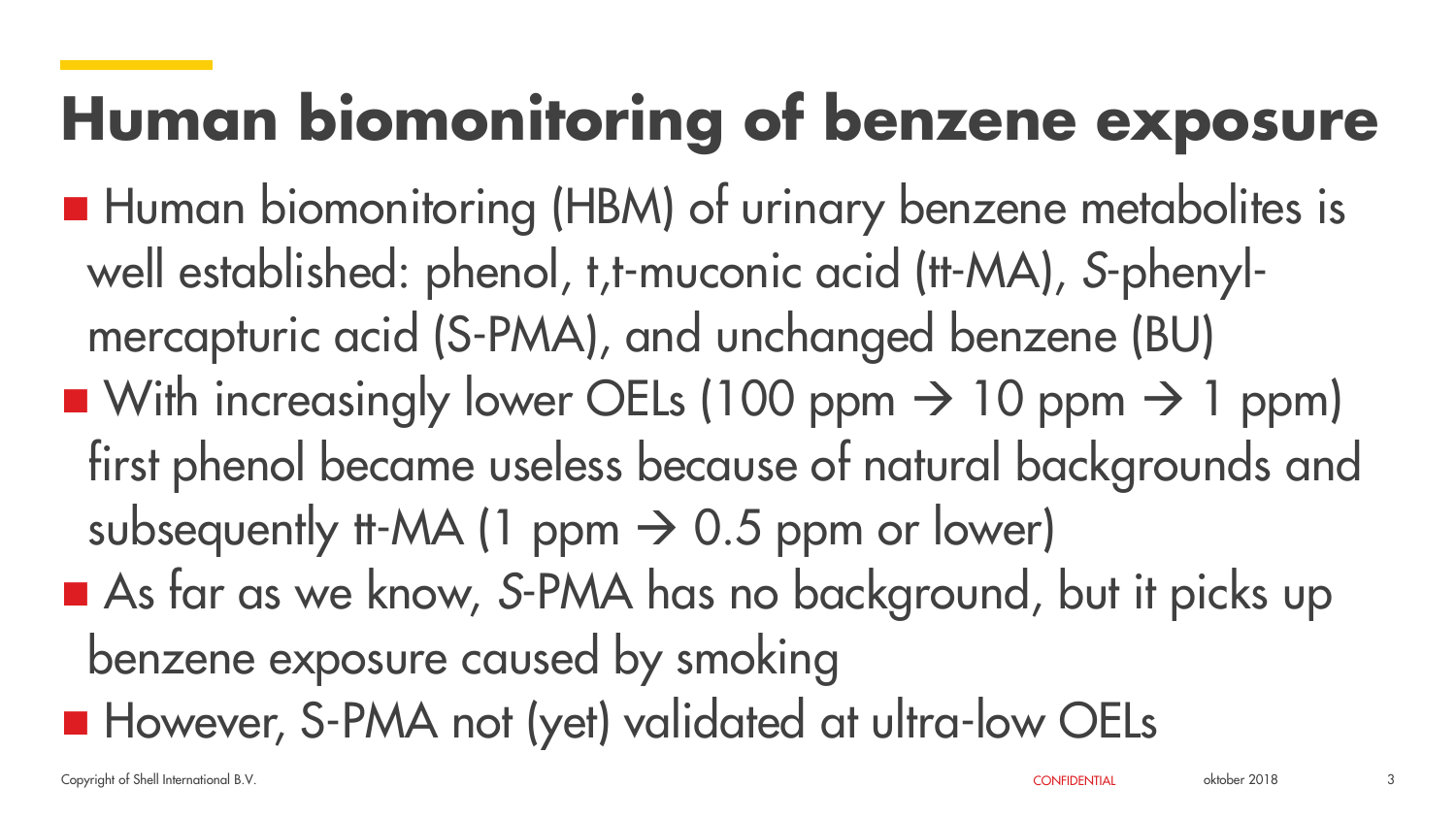# Human biomonitoring of benzene exposure

- Human biomonitoring (HBM) of urinary benzene metabolites is well established: phenol, t,t-muconic acid (tt-MA), *S*-phenylmercapturic acid (S-PMA), and unchanged benzene (BU)
- With increasingly lower OELs (100 ppm → 10 ppm → 1 ppm) first phenol became useless because of natural backgrounds and subsequently tt-MA (1 ppm → 0.5 ppm or lower)
- As far as we know, *S*-PMA has no background, but it picks up benzene exposure caused by smoking
- However, S-PMA not (yet) validated at ultra-low OELs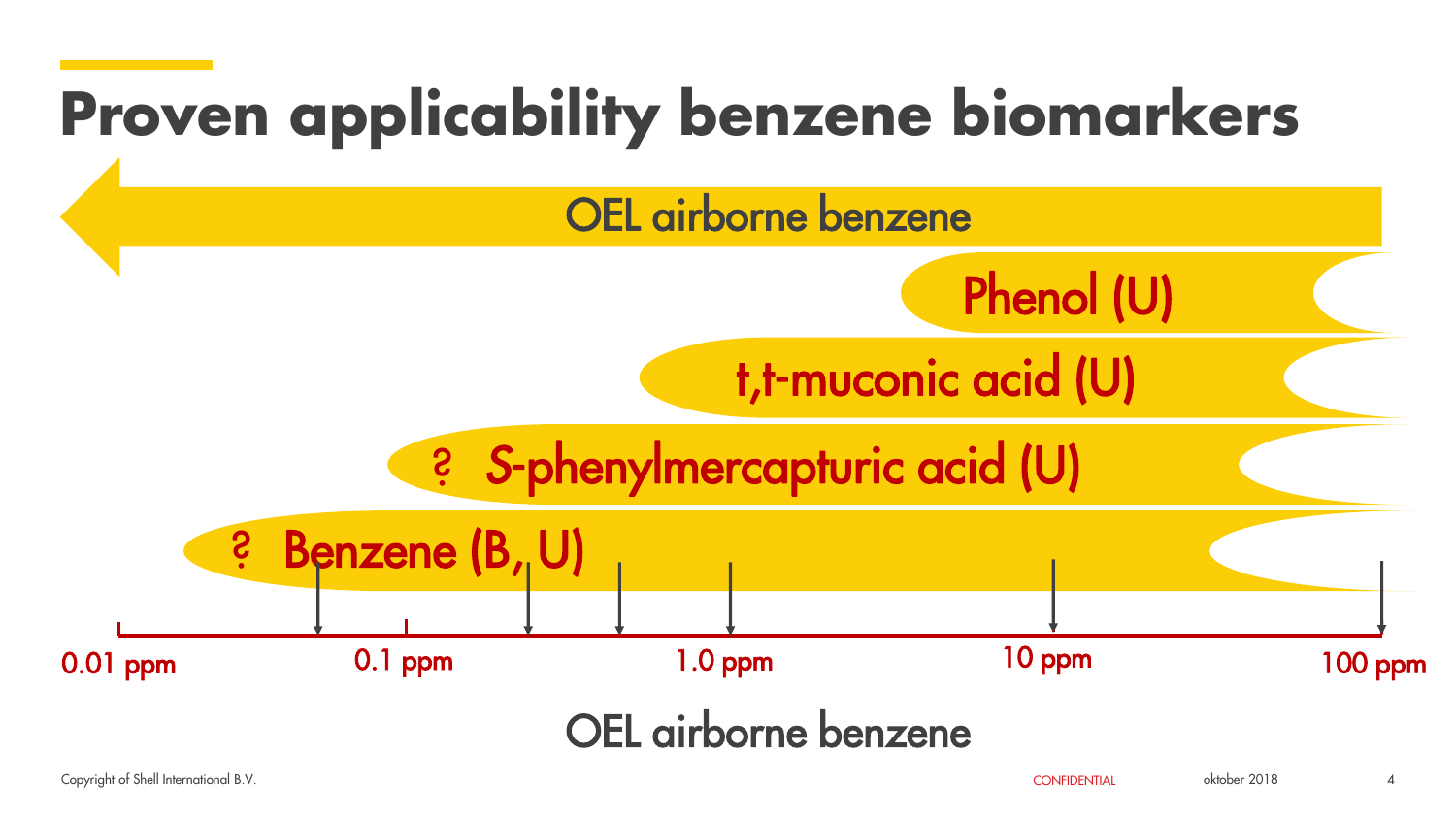# Proven applicability benzene biomarkers

OEL airborne benzene

Phenol (U)

t,t-muconic acid (U)

? *S*-phenylmercapturic acid (U)

? Benzene (B, U)

0.01 ppm | 0.1 ppm | 1.0 ppm | 10 ppm | 100 ppm

OEL airborne benzene

Copyright of Shell International B.V.

CONFIDENTIAL

oktober 2018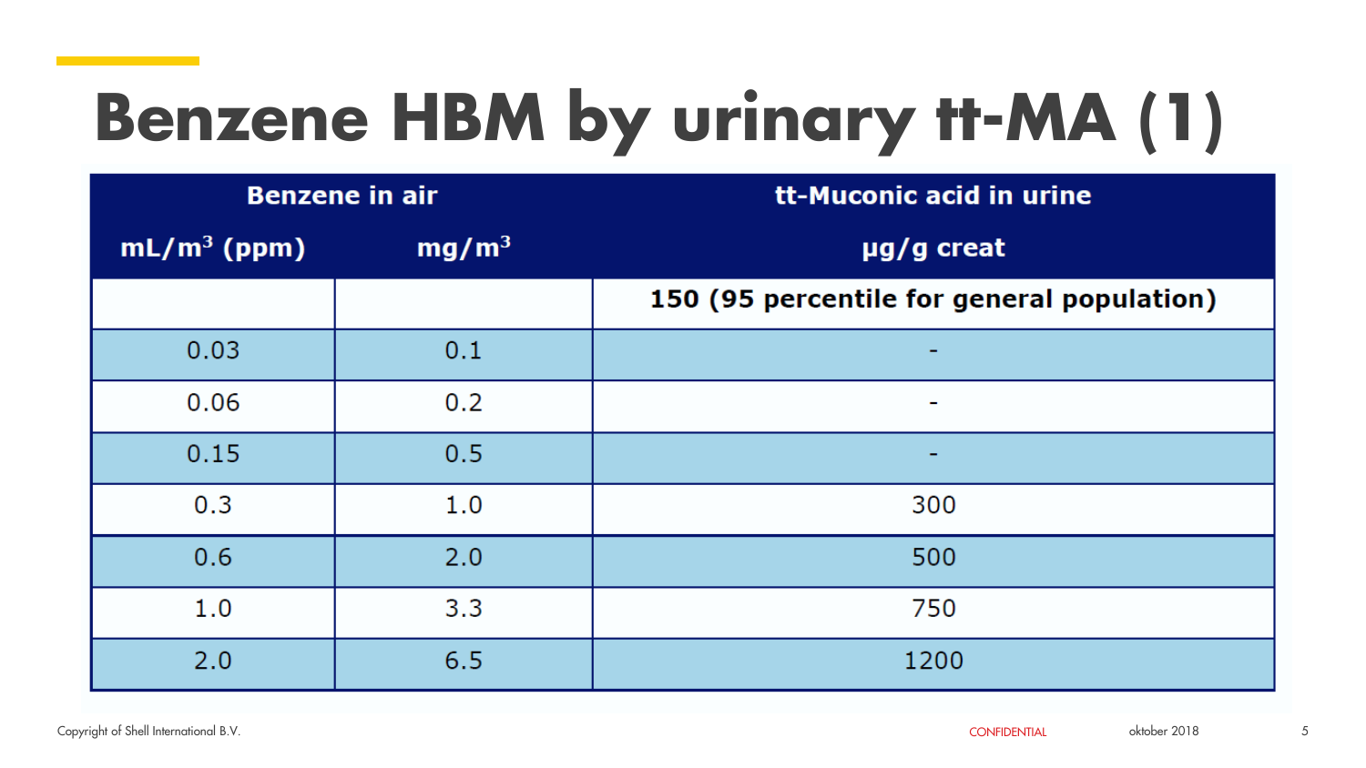# Benzene HBM by urinary tt-MA (1)

| Benzene in air | | tt-Muconic acid in urine |
|---|---|---|
| mL/m³ (ppm) | mg/m³ | μg/g creat |
| | | **150 (95 percentile for general population)** |
| 0.03 | 0.1 | - |
| 0.06 | 0.2 | - |
| 0.15 | 0.5 | - |
| 0.3 | 1.0 | 300 |
| 0.6 | 2.0 | 500 |
| 1.0 | 3.3 | 750 |
| 2.0 | 6.5 | 1200 |

Copyright of Shell International B.V.

CONFIDENTIAL

oktober 2018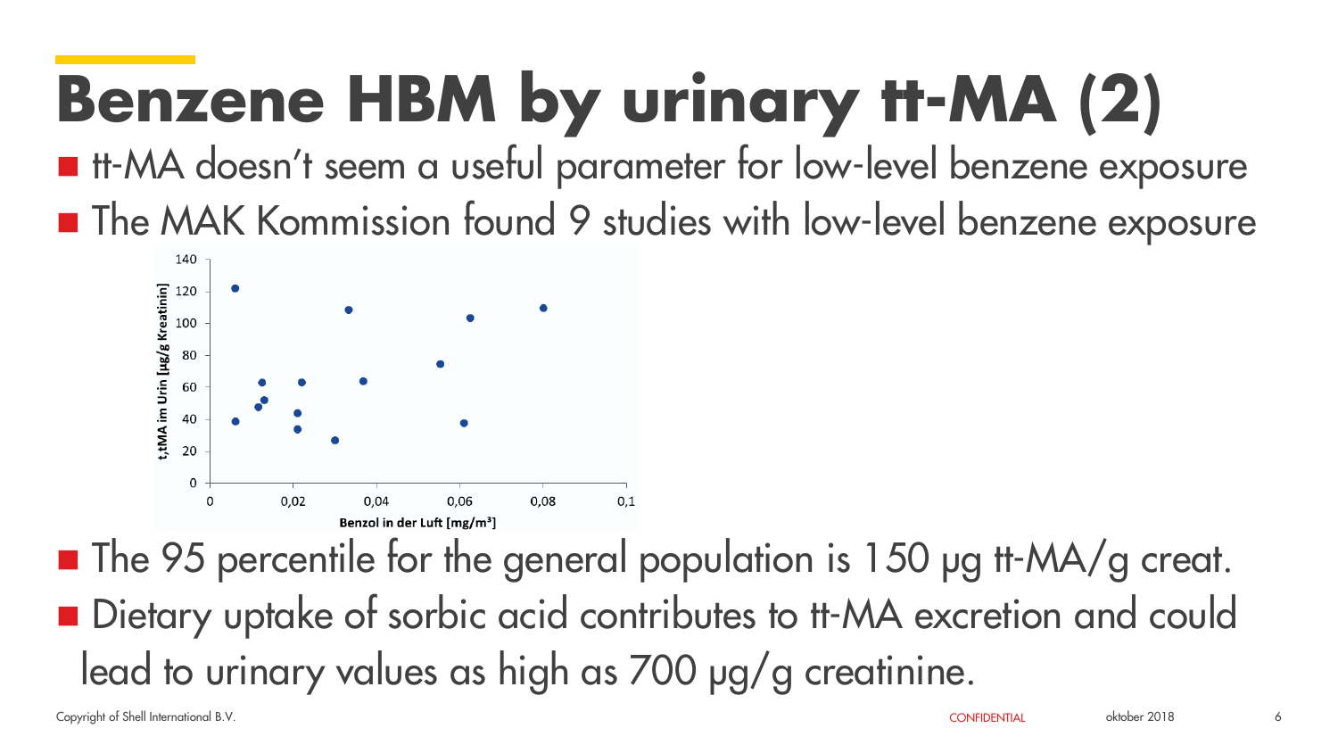# Benzene HBM by urinary tt-MA (2)

- tt-MA doesn't seem a useful parameter for low-level benzene exposure
- The MAK Kommission found 9 studies with low-level benzene exposure
- The 95 percentile for the general population is 150 µg tt-MA/g creat.
- Dietary uptake of sorbic acid contributes to tt-MA excretion and could lead to urinary values as high as 700 µg/g creatinine.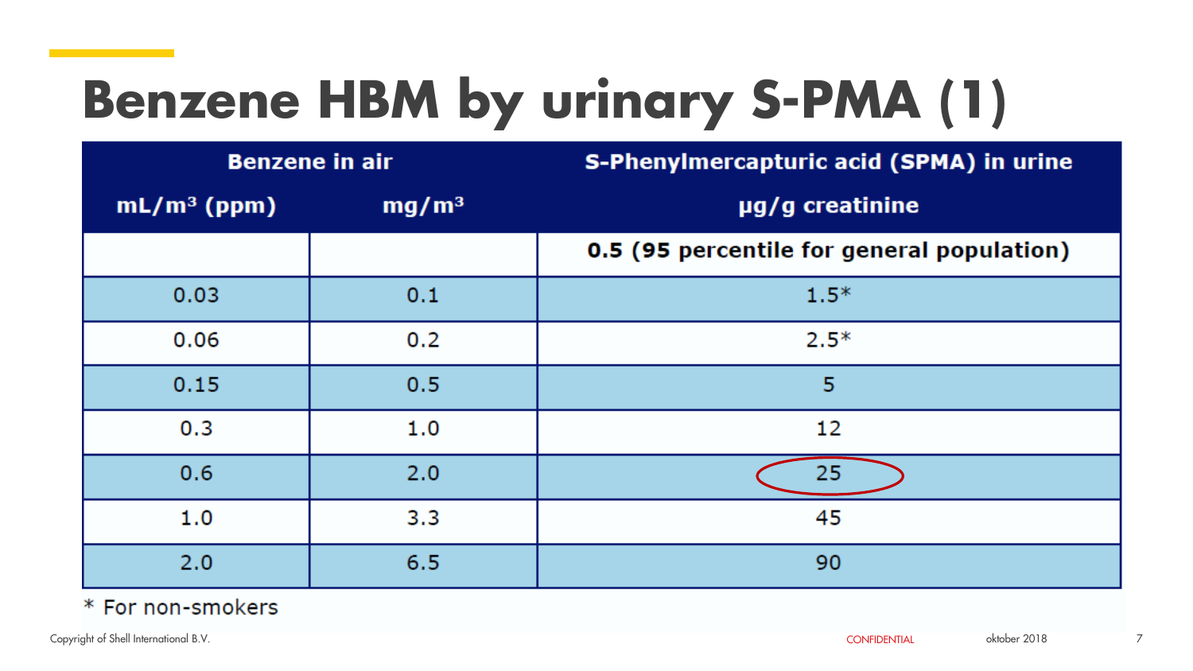# Benzene HBM by urinary S-PMA (1)

| Benzene in air | | S-Phenylmercapturic acid (SPMA) in urine |
|---|---|---|
| mL/m³ (ppm) | mg/m³ | µg/g creatinine |
| | | **0.5 (95 percentile for general population)** |
| 0.03 | 0.1 | 1.5* |
| 0.06 | 0.2 | 2.5* |
| 0.15 | 0.5 | 5 |
| 0.3 | 1.0 | 12 |
| 0.6 | 2.0 | 25 |
| 1.0 | 3.3 | 45 |
| 2.0 | 6.5 | 90 |

* For non-smokers

Copyright of Shell International B.V. CONFIDENTIAL oktober 2018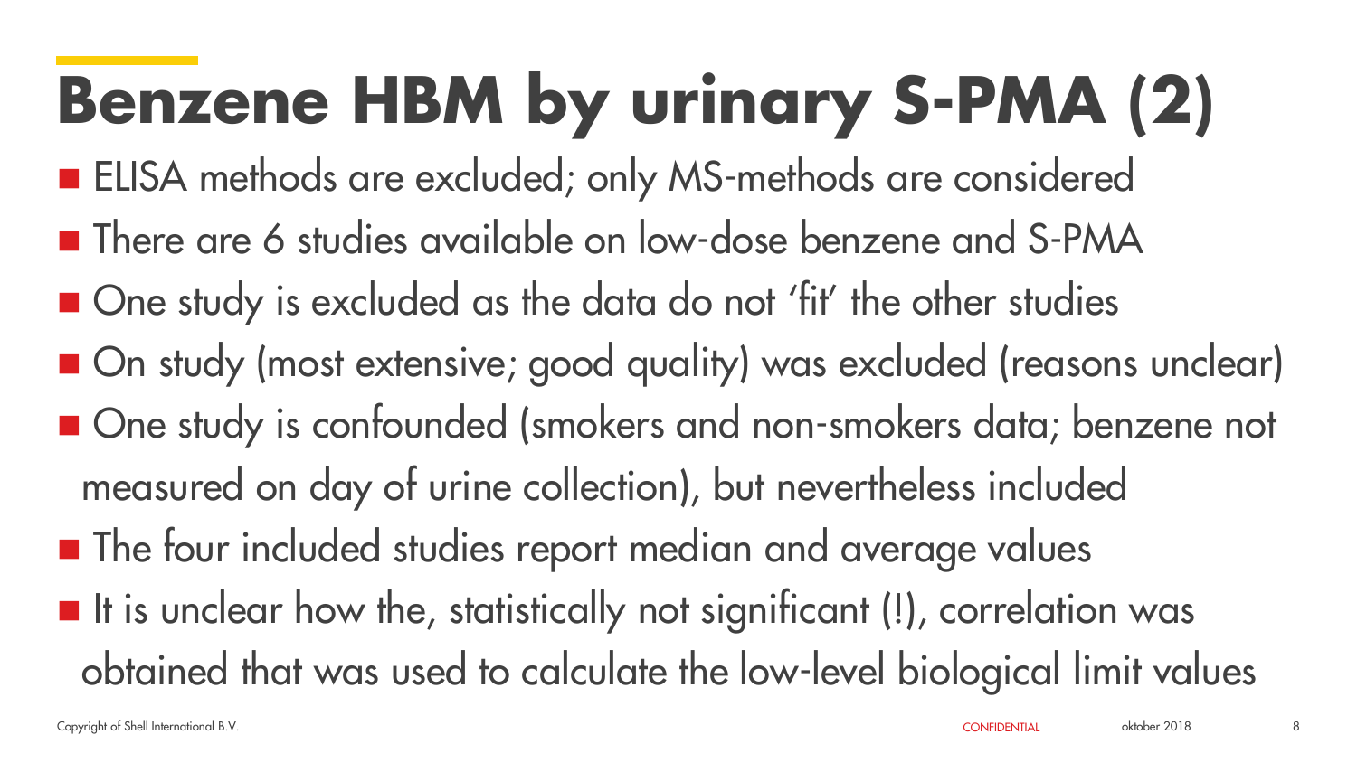# Benzene HBM by urinary S-PMA (2)

- ELISA methods are excluded; only MS-methods are considered
- There are 6 studies available on low-dose benzene and S-PMA
- One study is excluded as the data do not 'fit' the other studies
- On study (most extensive; good quality) was excluded (reasons unclear)
- One study is confounded (smokers and non-smokers data; benzene not measured on day of urine collection), but nevertheless included
- The four included studies report median and average values
- It is unclear how the, statistically not significant (!), correlation was obtained that was used to calculate the low-level biological limit values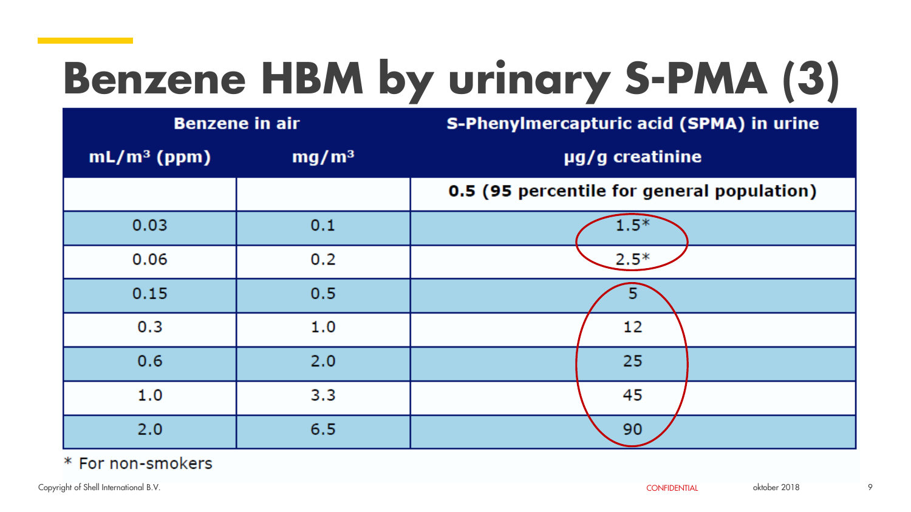# Benzene HBM by urinary S-PMA (3)

| Benzene in air | | S-Phenylmercapturic acid (SPMA) in urine |
|---|---|---|
| mL/m³ (ppm) | mg/m³ | µg/g creatinine |
| | | **0.5 (95 percentile for general population)** |
| 0.03 | 0.1 | 1.5* |
| 0.06 | 0.2 | 2.5* |
| 0.15 | 0.5 | 5 |
| 0.3 | 1.0 | 12 |
| 0.6 | 2.0 | 25 |
| 1.0 | 3.3 | 45 |
| 2.0 | 6.5 | 90 |

* For non-smokers

Copyright of Shell International B.V.

CONFIDENTIAL

oktober 2018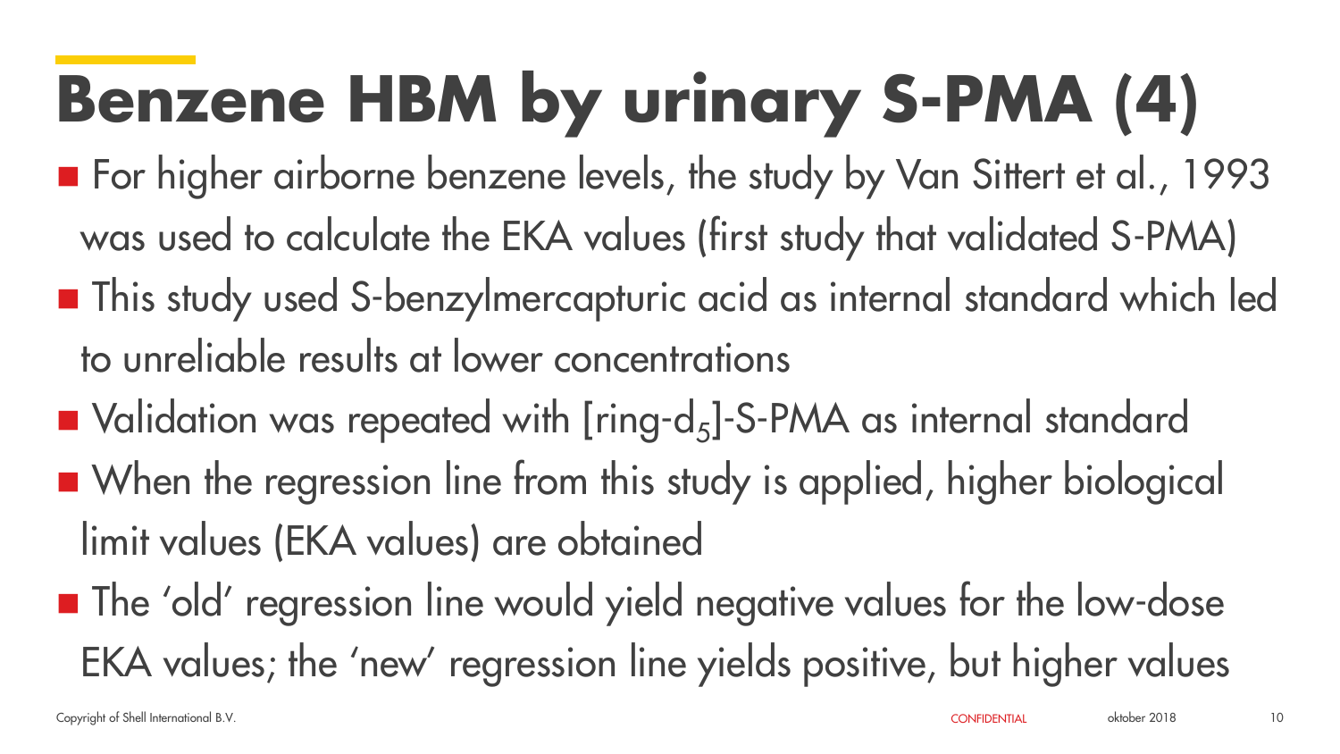# Benzene HBM by urinary S-PMA (4)

- For higher airborne benzene levels, the study by Van Sittert et al., 1993 was used to calculate the EKA values (first study that validated S-PMA)
- This study used S-benzylmercapturic acid as internal standard which led to unreliable results at lower concentrations
- Validation was repeated with [ring-$d_5$]-S-PMA as internal standard
- When the regression line from this study is applied, higher biological limit values (EKA values) are obtained
- The 'old' regression line would yield negative values for the low-dose EKA values; the 'new' regression line yields positive, but higher values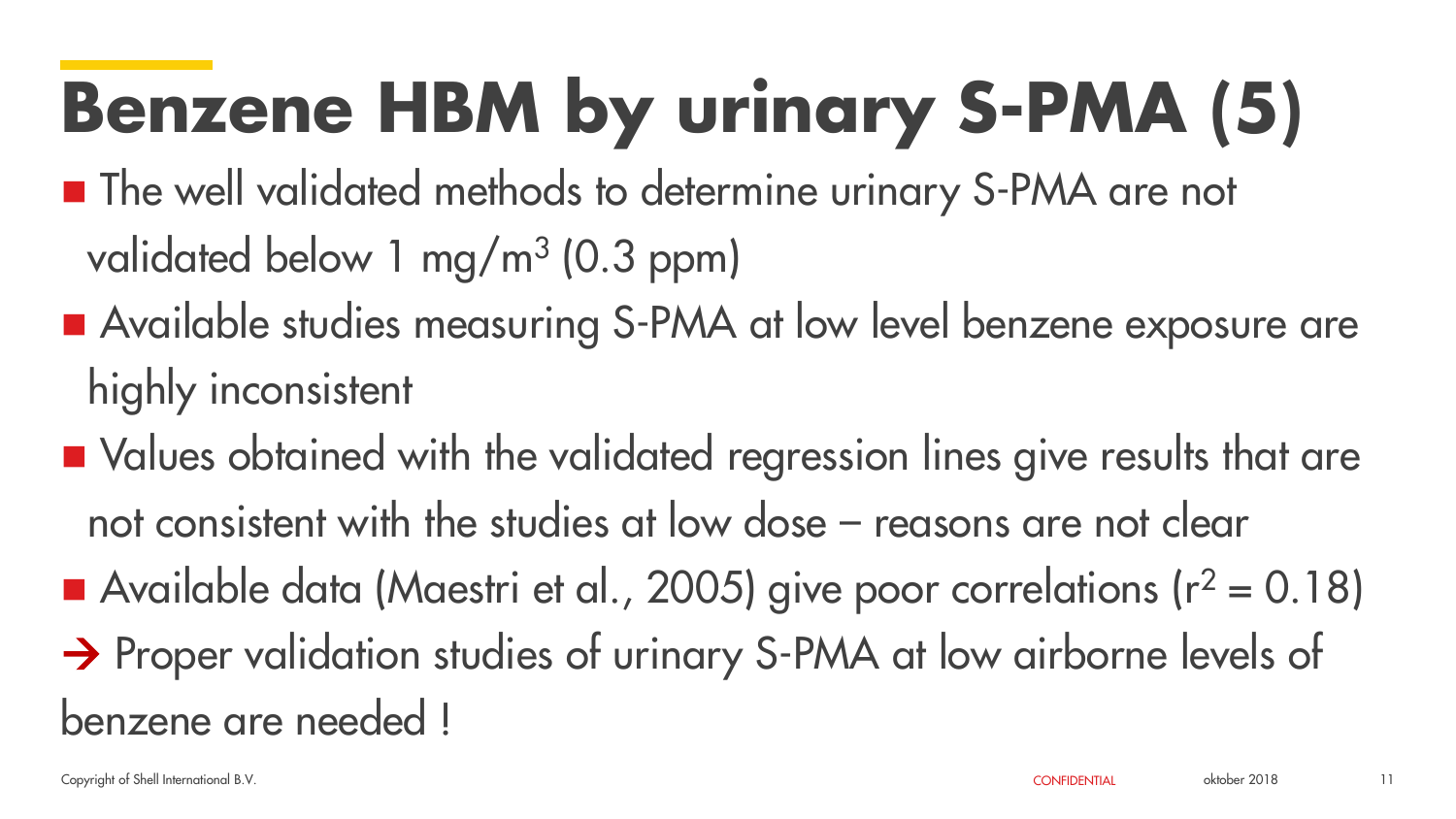# Benzene HBM by urinary S-PMA (5)

- The well validated methods to determine urinary S-PMA are not validated below 1 mg/m$^3$ (0.3 ppm)
- Available studies measuring S-PMA at low level benzene exposure are highly inconsistent
- Values obtained with the validated regression lines give results that are not consistent with the studies at low dose – reasons are not clear
- Available data (Maestri et al., 2005) give poor correlations ($r^2 = 0.18$)

→ Proper validation studies of urinary S-PMA at low airborne levels of benzene are needed !

Copyright of Shell International B.V. CONFIDENTIAL oktober 2018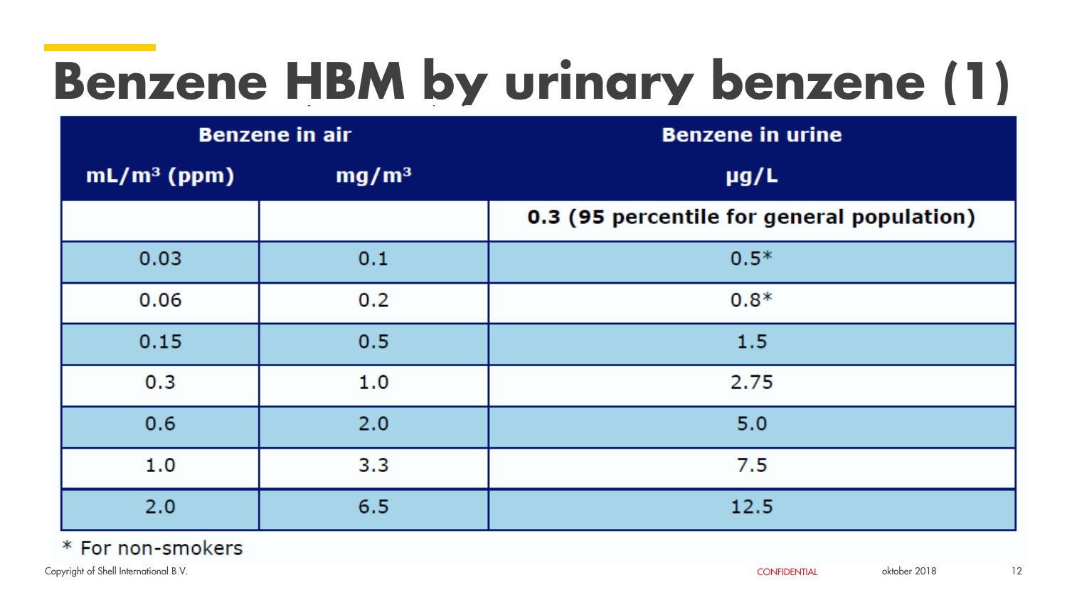# Benzene HBM by urinary benzene (1)

| Benzene in air | | Benzene in urine |
|---|---|---|
| $mL/m^3$ (ppm) | $mg/m^3$ | µg/L |
| | | **0.3 (95 percentile for general population)** |
| 0.03 | 0.1 | 0.5* |
| 0.06 | 0.2 | 0.8* |
| 0.15 | 0.5 | 1.5 |
| 0.3 | 1.0 | 2.75 |
| 0.6 | 2.0 | 5.0 |
| 1.0 | 3.3 | 7.5 |
| 2.0 | 6.5 | 12.5 |

* For non-smokers

Copyright of Shell International B.V.

CONFIDENTIAL

oktober 2018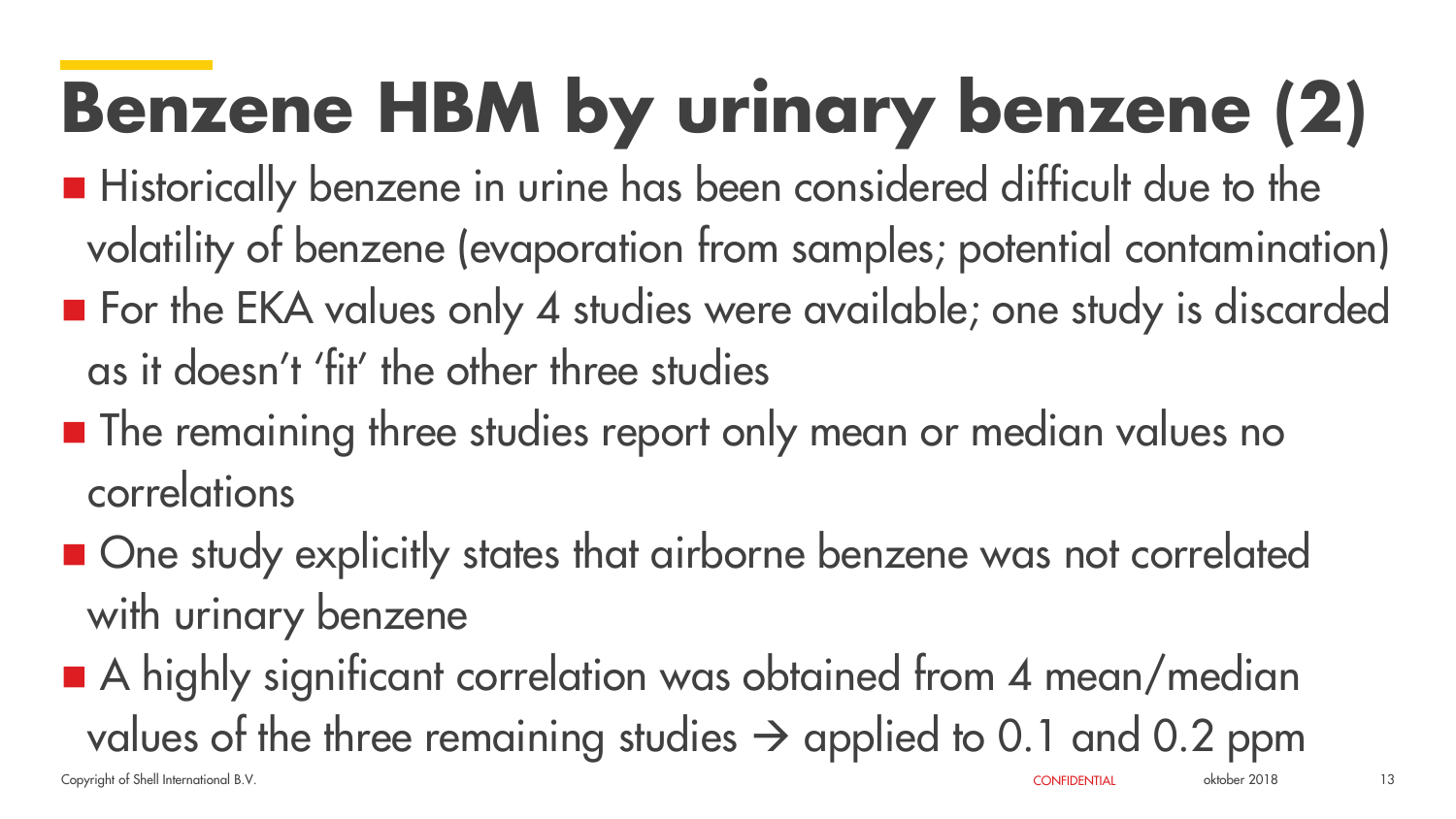# Benzene HBM by urinary benzene (2)

- Historically benzene in urine has been considered difficult due to the volatility of benzene (evaporation from samples; potential contamination)
- For the EKA values only 4 studies were available; one study is discarded as it doesn't 'fit' the other three studies
- The remaining three studies report only mean or median values no correlations
- One study explicitly states that airborne benzene was not correlated with urinary benzene
- A highly significant correlation was obtained from 4 mean/median values of the three remaining studies → applied to 0.1 and 0.2 ppm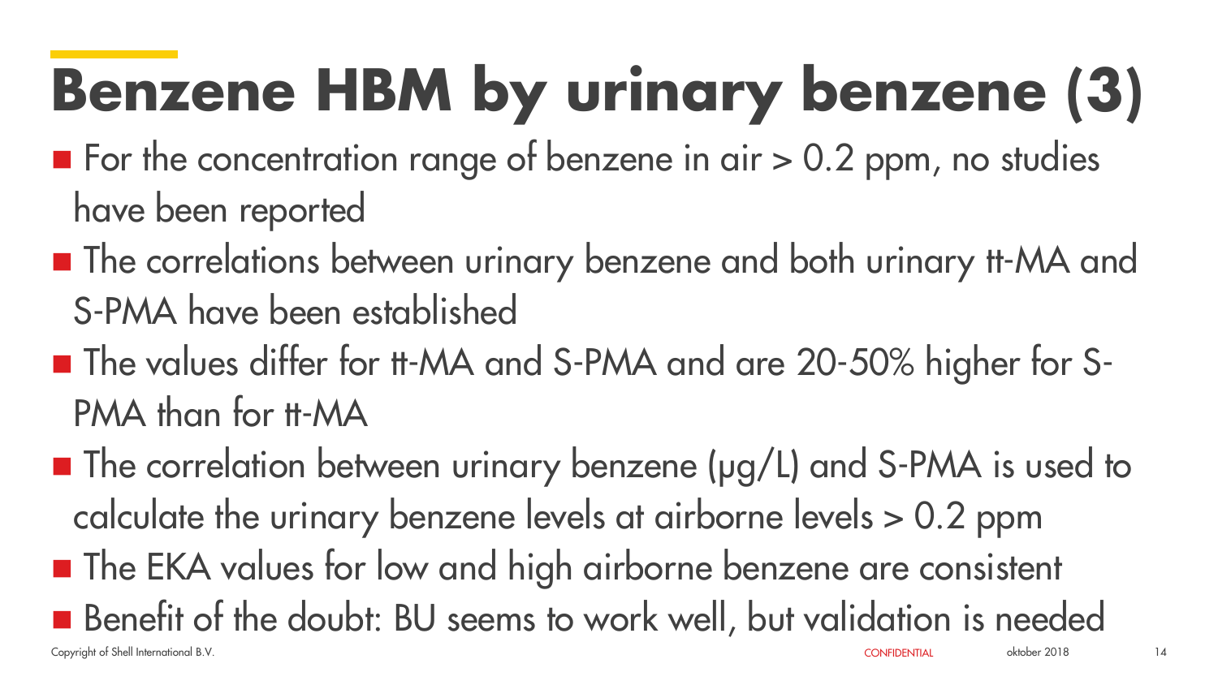# Benzene HBM by urinary benzene (3)

- For the concentration range of benzene in air > 0.2 ppm, no studies have been reported
- The correlations between urinary benzene and both urinary tt-MA and S-PMA have been established
- The values differ for tt-MA and S-PMA and are 20-50% higher for S-PMA than for tt-MA
- The correlation between urinary benzene (μg/L) and S-PMA is used to calculate the urinary benzene levels at airborne levels > 0.2 ppm
- The EKA values for low and high airborne benzene are consistent
- Benefit of the doubt: BU seems to work well, but validation is needed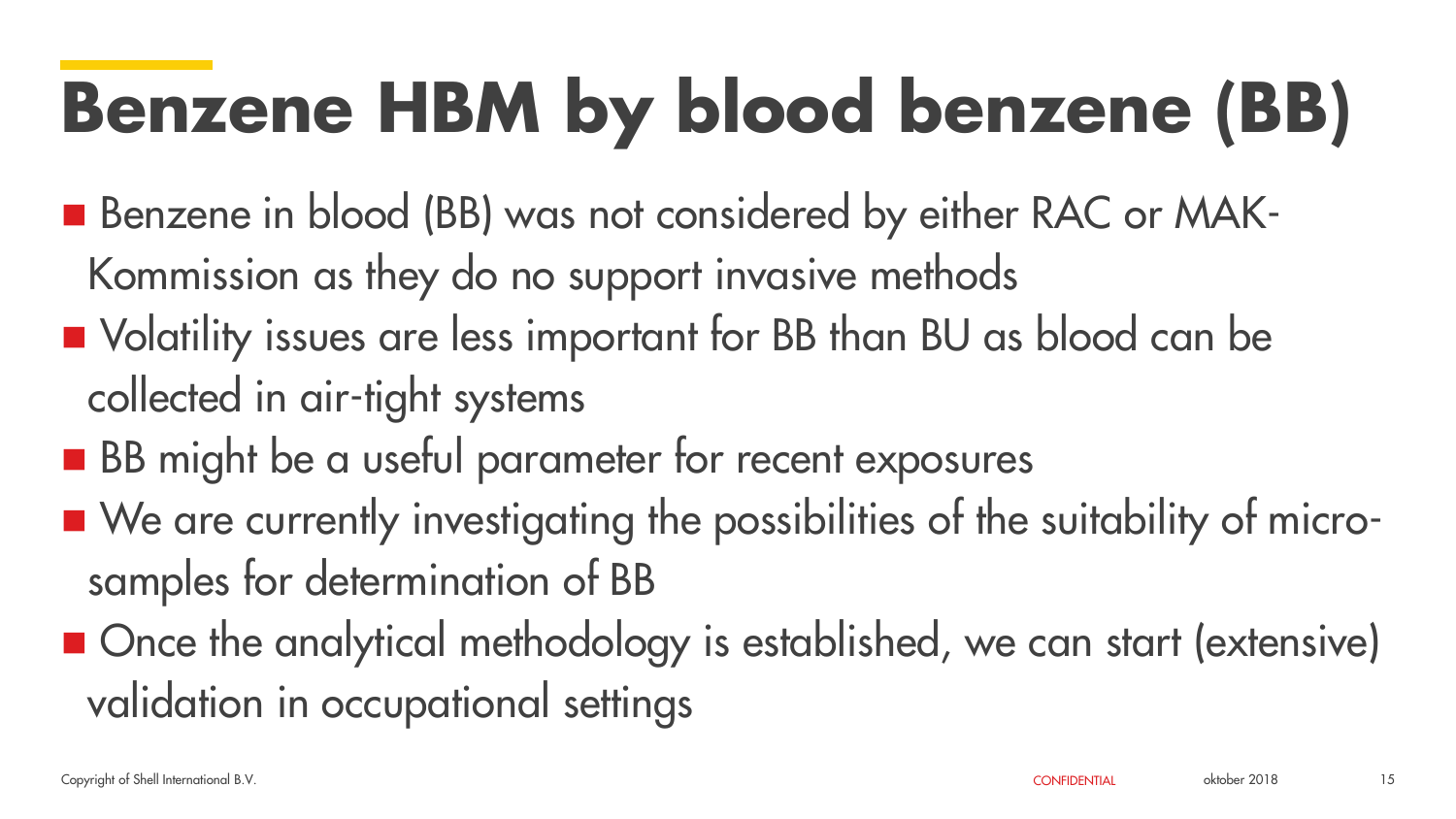# Benzene HBM by blood benzene (BB)

- Benzene in blood (BB) was not considered by either RAC or MAK-Kommission as they do no support invasive methods
- Volatility issues are less important for BB than BU as blood can be collected in air-tight systems
- BB might be a useful parameter for recent exposures
- We are currently investigating the possibilities of the suitability of micro-samples for determination of BB
- Once the analytical methodology is established, we can start (extensive) validation in occupational settings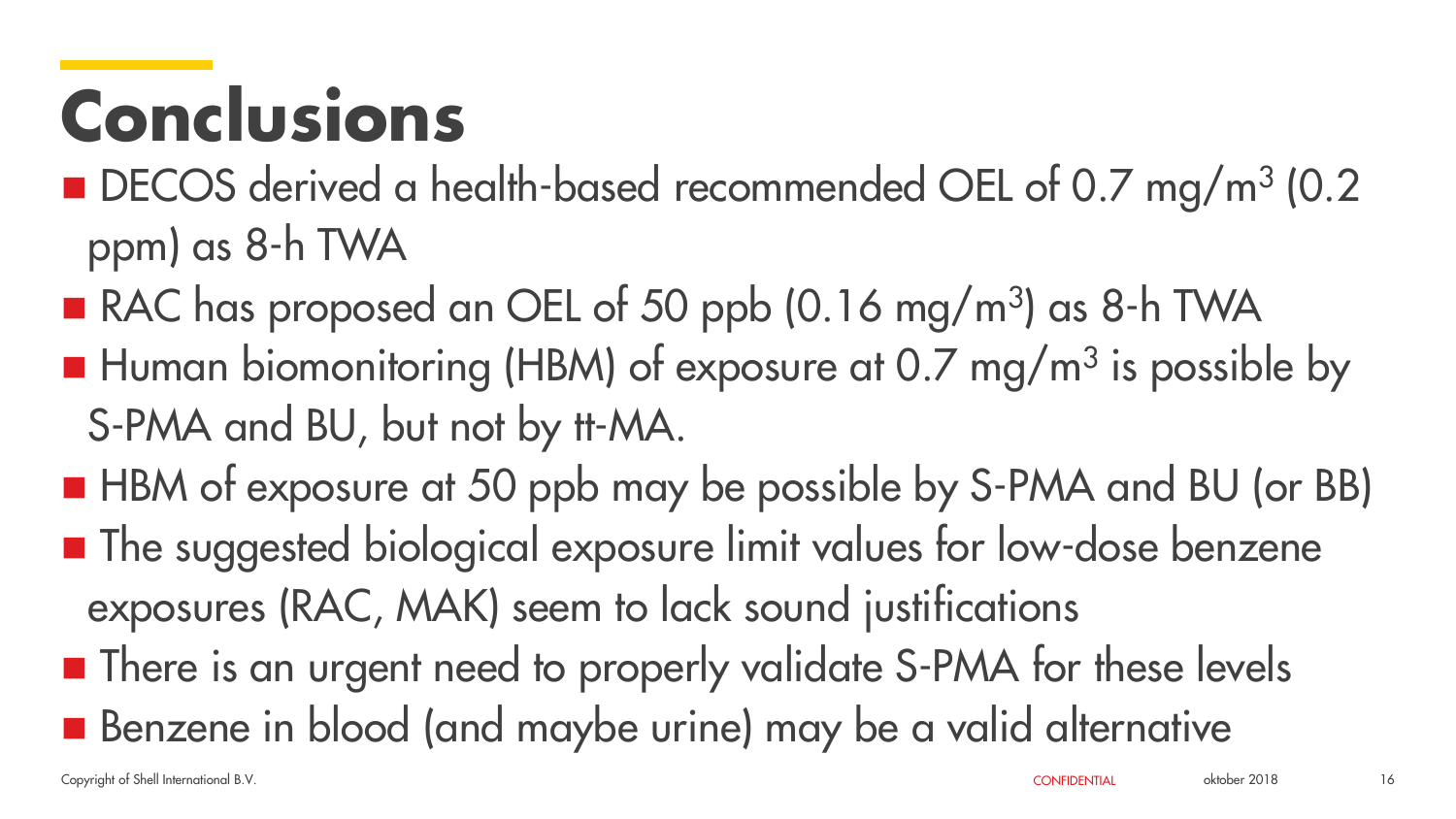# Conclusions

- DECOS derived a health-based recommended OEL of 0.7 $mg/m^3$ (0.2 ppm) as 8-h TWA
- RAC has proposed an OEL of 50 ppb (0.16 $mg/m^3$) as 8-h TWA
- Human biomonitoring (HBM) of exposure at 0.7 $mg/m^3$ is possible by S-PMA and BU, but not by tt-MA.
- HBM of exposure at 50 ppb may be possible by S-PMA and BU (or BB)
- The suggested biological exposure limit values for low-dose benzene exposures (RAC, MAK) seem to lack sound justifications
- There is an urgent need to properly validate S-PMA for these levels
- Benzene in blood (and maybe urine) may be a valid alternative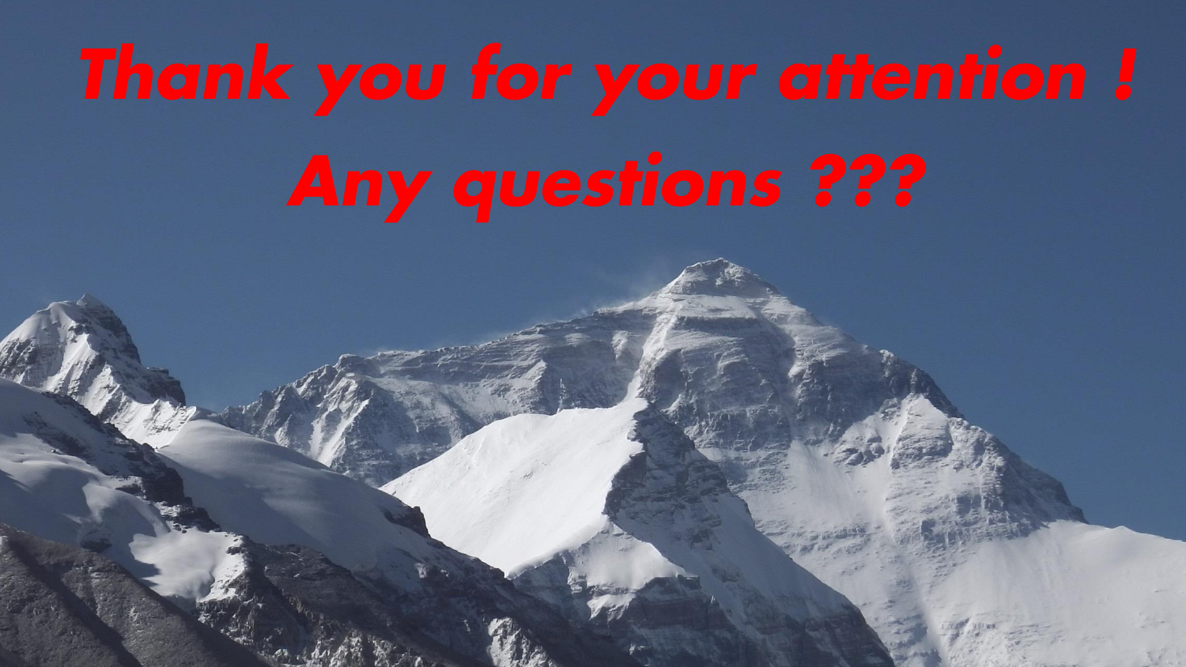# Thank you for your attention !

# Any questions ???